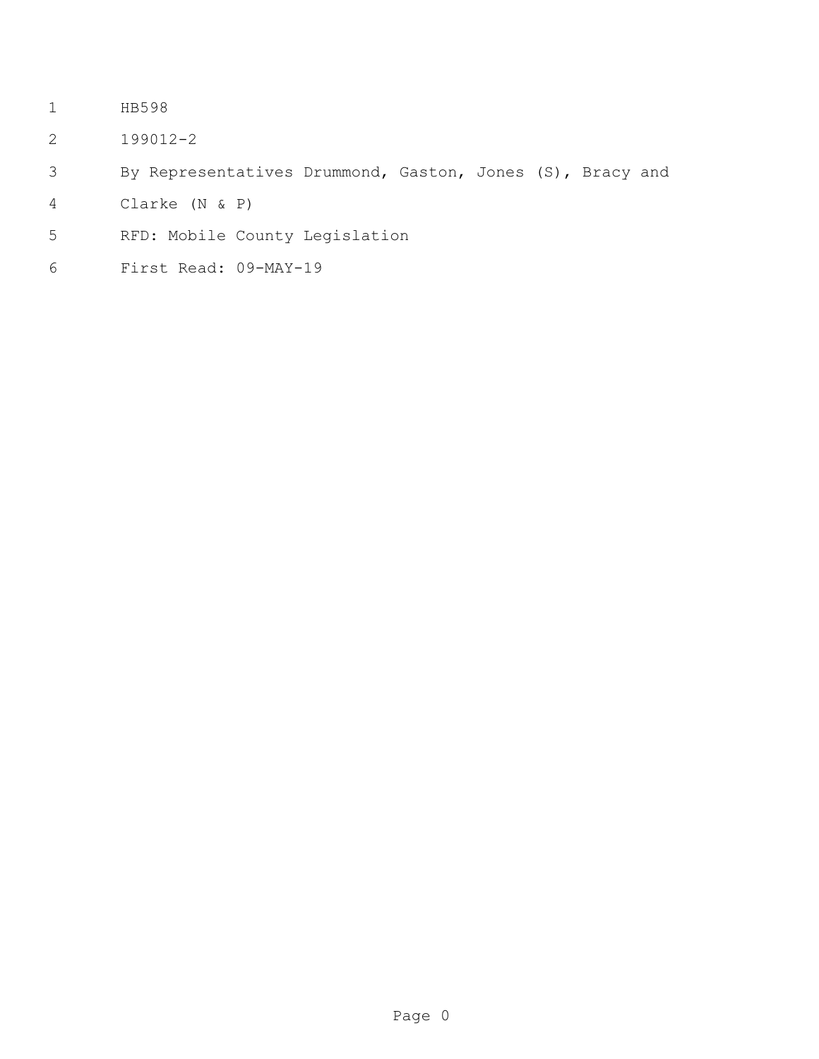HB598

199012-2

By Representatives Drummond, Gaston, Jones (S), Bracy and Clarke (N & P)

RFD: Mobile County Legislation

First Read: 09-MAY-19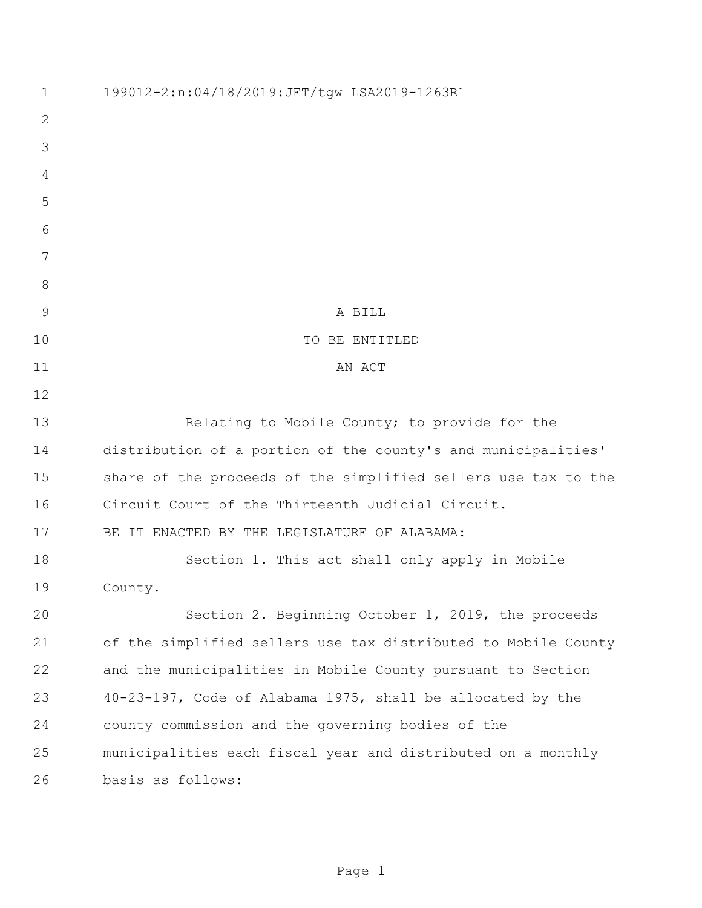199012-2:n:04/18/2019:JET/tgw LSA2019-1263R1

A BILL
TO BE ENTITLED
AN ACT

Relating to Mobile County; to provide for the distribution of a portion of the county's and municipalities' share of the proceeds of the simplified sellers use tax to the Circuit Court of the Thirteenth Judicial Circuit.

BE IT ENACTED BY THE LEGISLATURE OF ALABAMA:

Section 1. This act shall only apply in Mobile County.

Section 2. Beginning October 1, 2019, the proceeds of the simplified sellers use tax distributed to Mobile County and the municipalities in Mobile County pursuant to Section 40-23-197, Code of Alabama 1975, shall be allocated by the county commission and the governing bodies of the municipalities each fiscal year and distributed on a monthly basis as follows: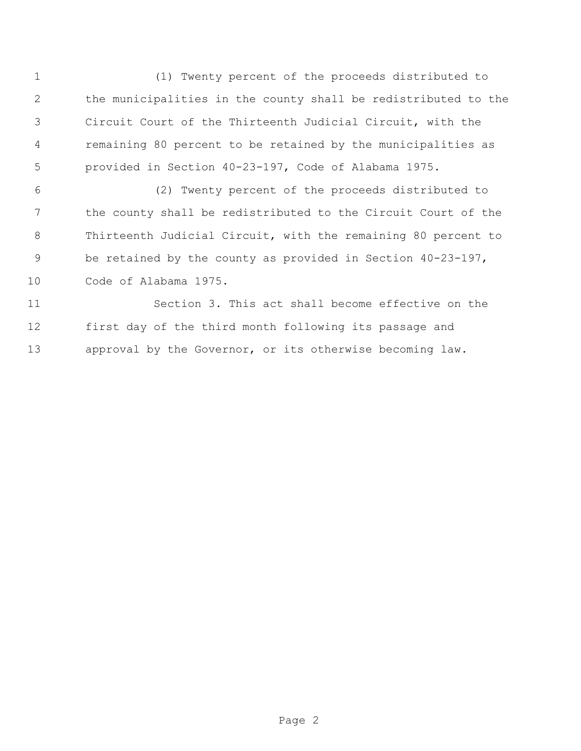(1) Twenty percent of the proceeds distributed to the municipalities in the county shall be redistributed to the Circuit Court of the Thirteenth Judicial Circuit, with the remaining 80 percent to be retained by the municipalities as provided in Section 40-23-197, Code of Alabama 1975.

(2) Twenty percent of the proceeds distributed to the county shall be redistributed to the Circuit Court of the Thirteenth Judicial Circuit, with the remaining 80 percent to be retained by the county as provided in Section 40-23-197, Code of Alabama 1975.

Section 3. This act shall become effective on the first day of the third month following its passage and approval by the Governor, or its otherwise becoming law.